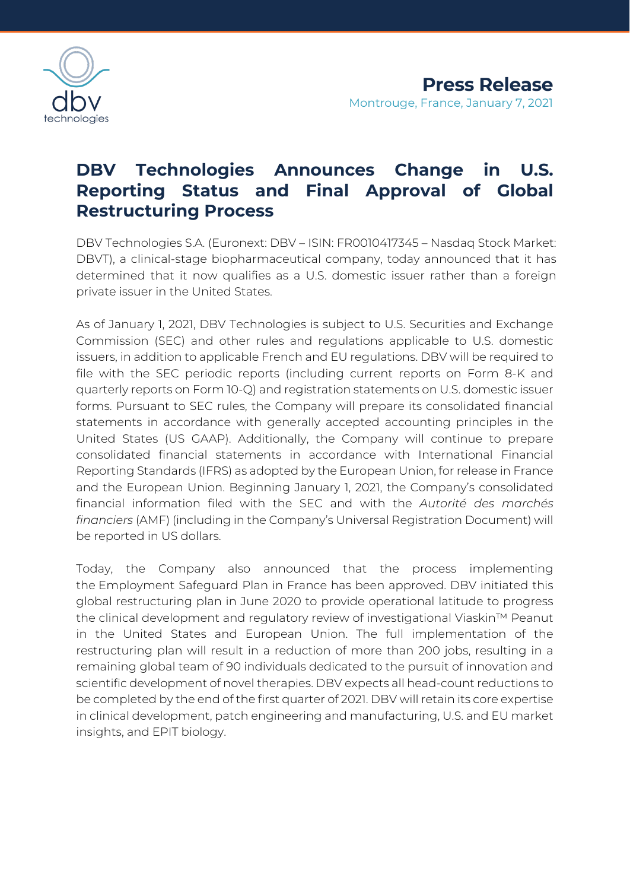**Press Release**

Montrouge, France, January 7, 2021

# DBV Technologies Announces Change in U.S. Reporting Status and Final Approval of Global Restructuring Process

DBV Technologies S.A. (Euronext: DBV – ISIN: FR0010417345 – Nasdaq Stock Market: DBVT), a clinical-stage biopharmaceutical company, today announced that it has determined that it now qualifies as a U.S. domestic issuer rather than a foreign private issuer in the United States.

As of January 1, 2021, DBV Technologies is subject to U.S. Securities and Exchange Commission (SEC) and other rules and regulations applicable to U.S. domestic issuers, in addition to applicable French and EU regulations. DBV will be required to file with the SEC periodic reports (including current reports on Form 8-K and quarterly reports on Form 10-Q) and registration statements on U.S. domestic issuer forms. Pursuant to SEC rules, the Company will prepare its consolidated financial statements in accordance with generally accepted accounting principles in the United States (US GAAP). Additionally, the Company will continue to prepare consolidated financial statements in accordance with International Financial Reporting Standards (IFRS) as adopted by the European Union, for release in France and the European Union. Beginning January 1, 2021, the Company's consolidated financial information filed with the SEC and with the *Autorité des marchés financiers* (AMF) (including in the Company's Universal Registration Document) will be reported in US dollars.

Today, the Company also announced that the process implementing the Employment Safeguard Plan in France has been approved. DBV initiated this global restructuring plan in June 2020 to provide operational latitude to progress the clinical development and regulatory review of investigational Viaskin™ Peanut in the United States and European Union. The full implementation of the restructuring plan will result in a reduction of more than 200 jobs, resulting in a remaining global team of 90 individuals dedicated to the pursuit of innovation and scientific development of novel therapies. DBV expects all head-count reductions to be completed by the end of the first quarter of 2021. DBV will retain its core expertise in clinical development, patch engineering and manufacturing, U.S. and EU market insights, and EPIT biology.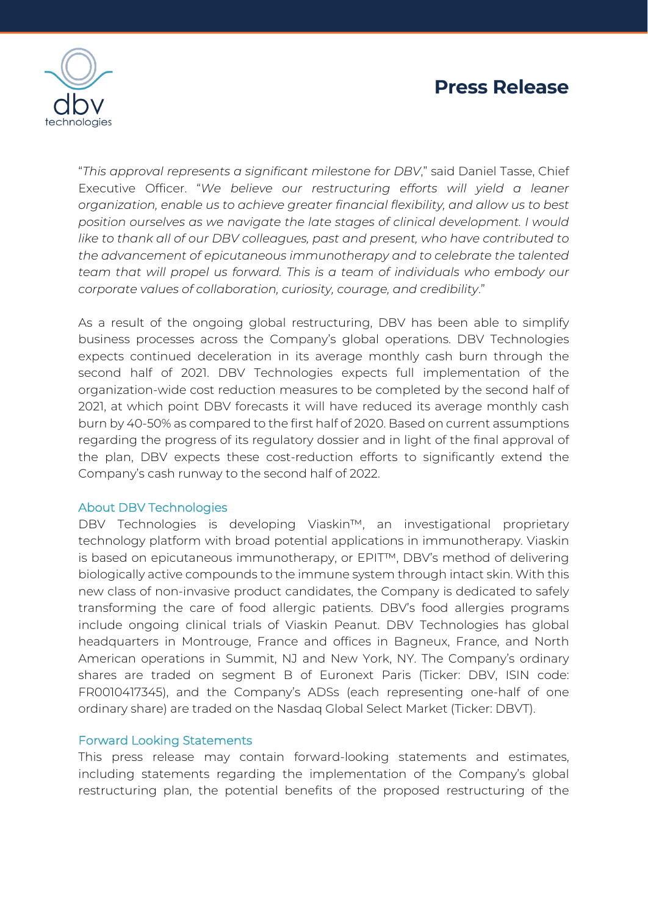"*This approval represents a significant milestone for DBV*," said Daniel Tasse, Chief Executive Officer. "*We believe our restructuring efforts will yield a leaner organization, enable us to achieve greater financial flexibility, and allow us to best position ourselves as we navigate the late stages of clinical development. I would like to thank all of our DBV colleagues, past and present, who have contributed to the advancement of epicutaneous immunotherapy and to celebrate the talented team that will propel us forward. This is a team of individuals who embody our corporate values of collaboration, curiosity, courage, and credibility*."

As a result of the ongoing global restructuring, DBV has been able to simplify business processes across the Company's global operations. DBV Technologies expects continued deceleration in its average monthly cash burn through the second half of 2021. DBV Technologies expects full implementation of the organization-wide cost reduction measures to be completed by the second half of 2021, at which point DBV forecasts it will have reduced its average monthly cash burn by 40-50% as compared to the first half of 2020. Based on current assumptions regarding the progress of its regulatory dossier and in light of the final approval of the plan, DBV expects these cost-reduction efforts to significantly extend the Company's cash runway to the second half of 2022.

## About DBV Technologies

DBV Technologies is developing Viaskin™, an investigational proprietary technology platform with broad potential applications in immunotherapy. Viaskin is based on epicutaneous immunotherapy, or EPIT™, DBV's method of delivering biologically active compounds to the immune system through intact skin. With this new class of non-invasive product candidates, the Company is dedicated to safely transforming the care of food allergic patients. DBV's food allergies programs include ongoing clinical trials of Viaskin Peanut. DBV Technologies has global headquarters in Montrouge, France and offices in Bagneux, France, and North American operations in Summit, NJ and New York, NY. The Company's ordinary shares are traded on segment B of Euronext Paris (Ticker: DBV, ISIN code: FR0010417345), and the Company's ADSs (each representing one-half of one ordinary share) are traded on the Nasdaq Global Select Market (Ticker: DBVT).

## Forward Looking Statements

This press release may contain forward-looking statements and estimates, including statements regarding the implementation of the Company's global restructuring plan, the potential benefits of the proposed restructuring of the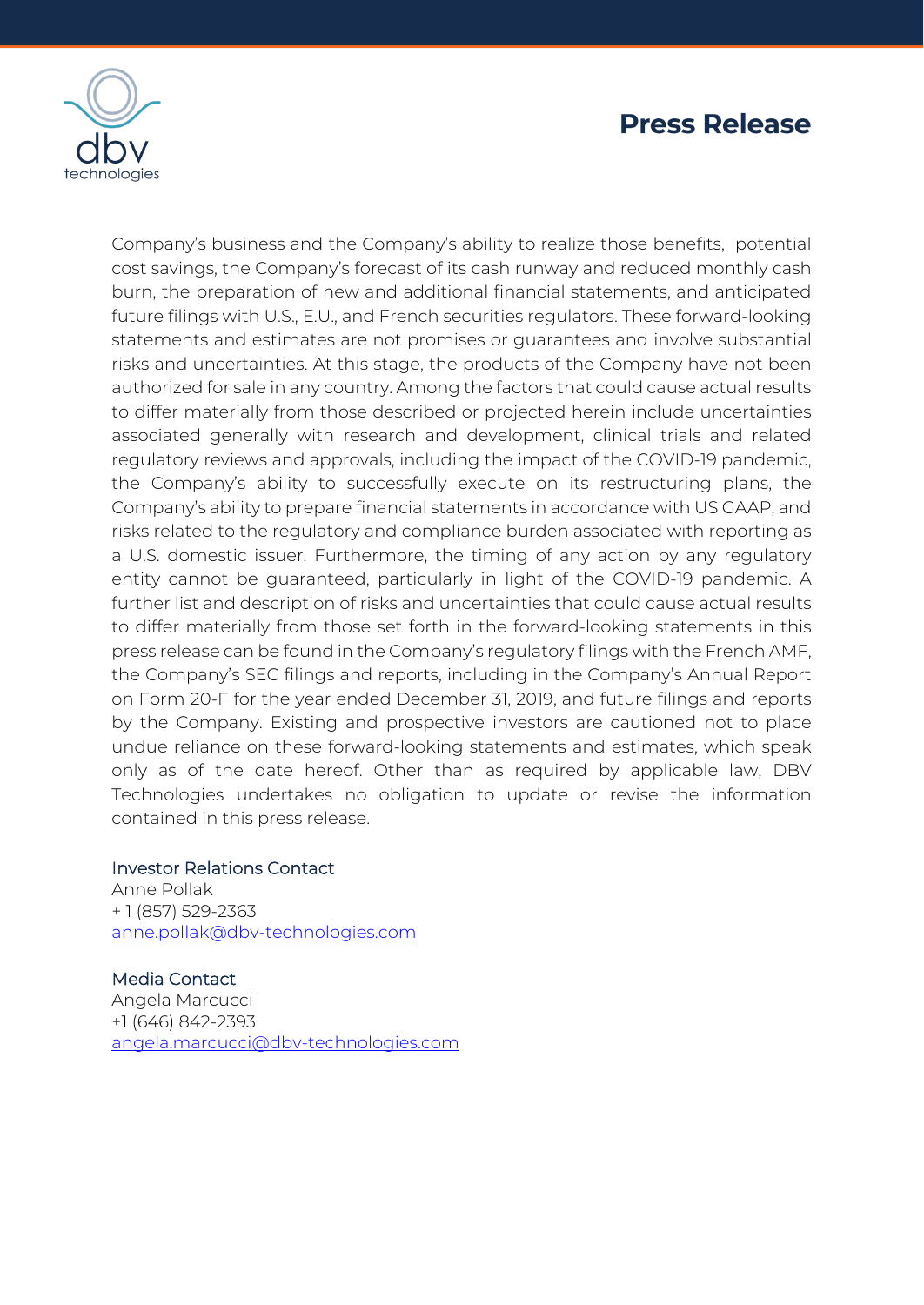Company's business and the Company's ability to realize those benefits, potential cost savings, the Company's forecast of its cash runway and reduced monthly cash burn, the preparation of new and additional financial statements, and anticipated future filings with U.S., E.U., and French securities regulators. These forward-looking statements and estimates are not promises or guarantees and involve substantial risks and uncertainties. At this stage, the products of the Company have not been authorized for sale in any country. Among the factors that could cause actual results to differ materially from those described or projected herein include uncertainties associated generally with research and development, clinical trials and related regulatory reviews and approvals, including the impact of the COVID-19 pandemic, the Company's ability to successfully execute on its restructuring plans, the Company's ability to prepare financial statements in accordance with US GAAP, and risks related to the regulatory and compliance burden associated with reporting as a U.S. domestic issuer. Furthermore, the timing of any action by any regulatory entity cannot be guaranteed, particularly in light of the COVID-19 pandemic. A further list and description of risks and uncertainties that could cause actual results to differ materially from those set forth in the forward-looking statements in this press release can be found in the Company's regulatory filings with the French AMF, the Company's SEC filings and reports, including in the Company's Annual Report on Form 20-F for the year ended December 31, 2019, and future filings and reports by the Company. Existing and prospective investors are cautioned not to place undue reliance on these forward-looking statements and estimates, which speak only as of the date hereof. Other than as required by applicable law, DBV Technologies undertakes no obligation to update or revise the information contained in this press release.

**Investor Relations Contact**
Anne Pollak
+ 1 (857) 529-2363
anne.pollak@dbv-technologies.com

**Media Contact**
Angela Marcucci
+1 (646) 842-2393
angela.marcucci@dbv-technologies.com